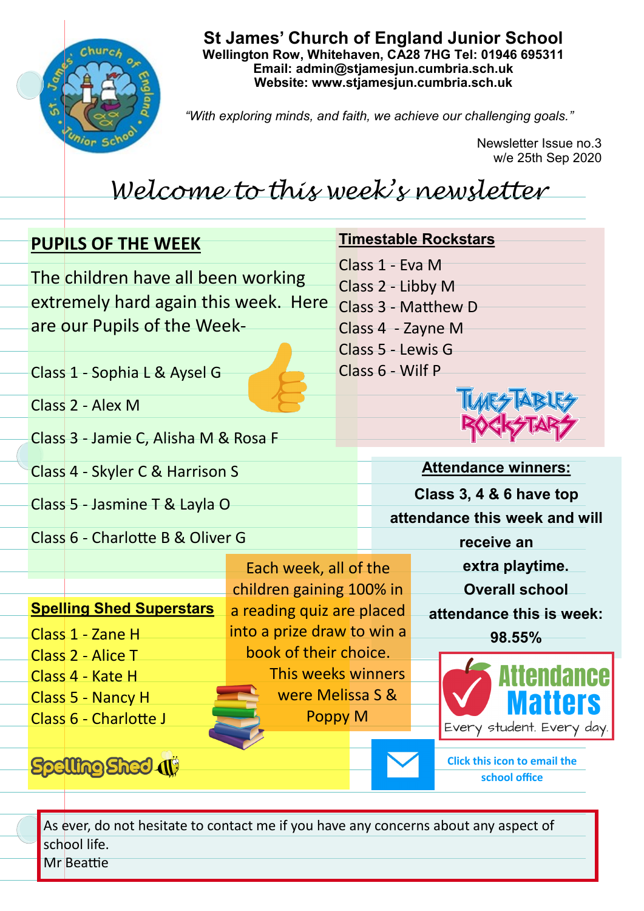# St James' Church of England Junior School

**Wellington Row, Whitehaven, CA28 7HG Tel: 01946 695311**
**Email: admin@stjamesjun.cumbria.sch.uk**
**Website: www.stjamesjun.cumbria.sch.uk**

*"With exploring minds, and faith, we achieve our challenging goals."*

Newsletter Issue no.3
w/e 25th Sep 2020

## *Welcome to this week's newsletter*

### PUPILS OF THE WEEK

The children have all been working extremely hard again this week. Here are our Pupils of the Week-

Class 1 - Sophia L & Aysel G

Class 2 - Alex M

Class 3 - Jamie C, Alisha M & Rosa F

Class 4 - Skyler C & Harrison S

Class 5 - Jasmine T & Layla O

Class 6 - Charlotte B & Oliver G

### Timestable Rockstars

Class 1 - Eva M
Class 2 - Libby M
Class 3 - Matthew D
Class 4 - Zayne M
Class 5 - Lewis G
Class 6 - Wilf P

### Attendance winners:

**Class 3, 4 & 6 have top attendance this week and will receive an extra playtime.**

**Overall school attendance this is week: 98.55%**

Attendance Matters
Every student. Every day.

### Spelling Shed Superstars

Class 1 - Zane H
Class 2 - Alice T
Class 4 - Kate H
Class 5 - Nancy H
Class 6 - Charlotte J

Each week, all of the children gaining 100% in a reading quiz are placed into a prize draw to win a book of their choice.

This weeks winners were Melissa S & Poppy M

Click this icon to email the school office

As ever, do not hesitate to contact me if you have any concerns about any aspect of school life.
Mr Beattie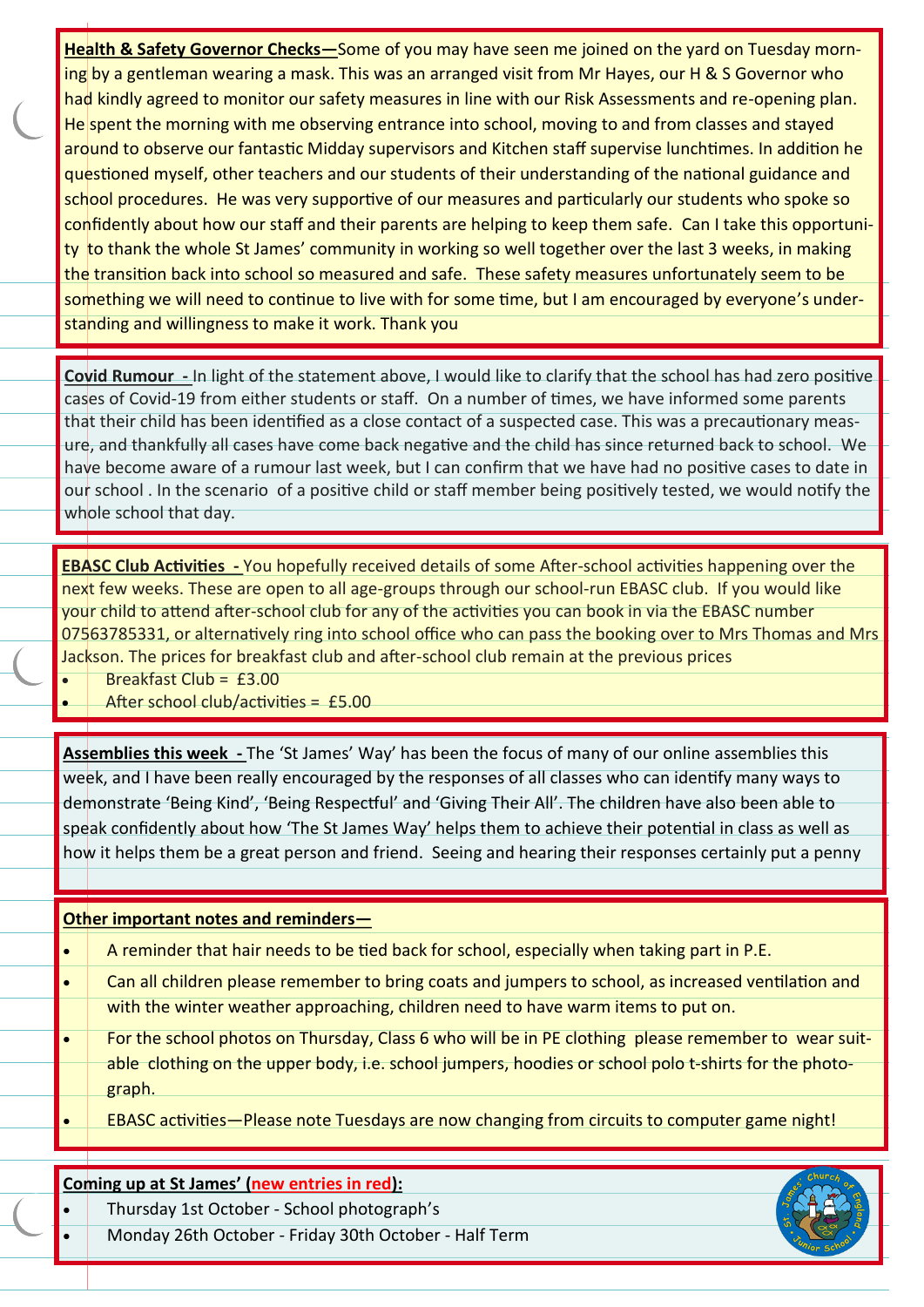**Health & Safety Governor Checks—**Some of you may have seen me joined on the yard on Tuesday morning by a gentleman wearing a mask. This was an arranged visit from Mr Hayes, our H & S Governor who had kindly agreed to monitor our safety measures in line with our Risk Assessments and re-opening plan. He spent the morning with me observing entrance into school, moving to and from classes and stayed around to observe our fantastic Midday supervisors and Kitchen staff supervise lunchtimes. In addition he questioned myself, other teachers and our students of their understanding of the national guidance and school procedures. He was very supportive of our measures and particularly our students who spoke so confidently about how our staff and their parents are helping to keep them safe. Can I take this opportunity to thank the whole St James' community in working so well together over the last 3 weeks, in making the transition back into school so measured and safe. These safety measures unfortunately seem to be something we will need to continue to live with for some time, but I am encouraged by everyone's understanding and willingness to make it work. Thank you

**Covid Rumour -** In light of the statement above, I would like to clarify that the school has had zero positive cases of Covid-19 from either students or staff. On a number of times, we have informed some parents that their child has been identified as a close contact of a suspected case. This was a precautionary measure, and thankfully all cases have come back negative and the child has since returned back to school. We have become aware of a rumour last week, but I can confirm that we have had no positive cases to date in our school . In the scenario of a positive child or staff member being positively tested, we would notify the whole school that day.

**EBASC Club Activities -** You hopefully received details of some After-school activities happening over the next few weeks. These are open to all age-groups through our school-run EBASC club. If you would like your child to attend after-school club for any of the activities you can book in via the EBASC number 07563785331, or alternatively ring into school office who can pass the booking over to Mrs Thomas and Mrs Jackson. The prices for breakfast club and after-school club remain at the previous prices

- Breakfast Club = £3.00
- After school club/activities = £5.00

**Assemblies this week -** The 'St James' Way' has been the focus of many of our online assemblies this week, and I have been really encouraged by the responses of all classes who can identify many ways to demonstrate 'Being Kind', 'Being Respectful' and 'Giving Their All'. The children have also been able to speak confidently about how 'The St James Way' helps them to achieve their potential in class as well as how it helps them be a great person and friend. Seeing and hearing their responses certainly put a penny

**Other important notes and reminders—**

- A reminder that hair needs to be tied back for school, especially when taking part in P.E.
- Can all children please remember to bring coats and jumpers to school, as increased ventilation and with the winter weather approaching, children need to have warm items to put on.
- For the school photos on Thursday, Class 6 who will be in PE clothing please remember to wear suitable clothing on the upper body, i.e. school jumpers, hoodies or school polo t-shirts for the photograph.
- EBASC activities—Please note Tuesdays are now changing from circuits to computer game night!

**Coming up at St James' (new entries in red):**

- Thursday 1st October - School photograph's
- Monday 26th October - Friday 30th October - Half Term